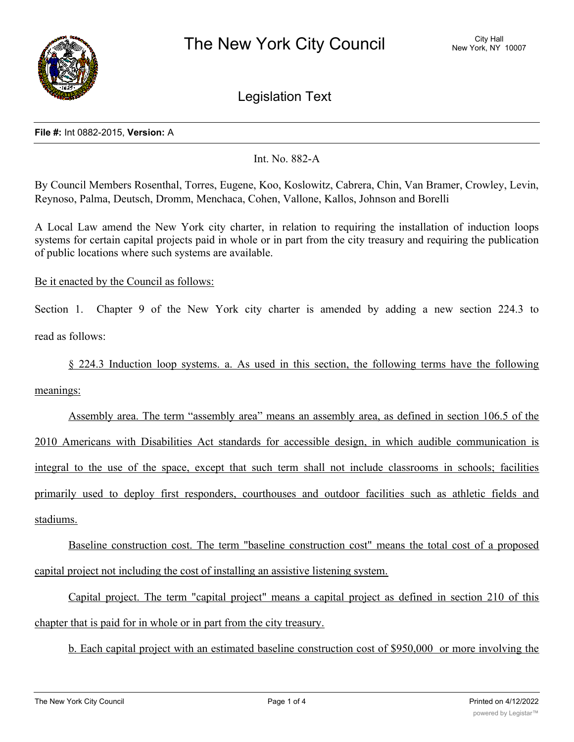# The New York City Council

City Hall
New York, NY 10007

## Legislation Text

**File #:** Int 0882-2015, **Version:** A

Int. No. 882-A

By Council Members Rosenthal, Torres, Eugene, Koo, Koslowitz, Cabrera, Chin, Van Bramer, Crowley, Levin, Reynoso, Palma, Deutsch, Dromm, Menchaca, Cohen, Vallone, Kallos, Johnson and Borelli

A Local Law amend the New York city charter, in relation to requiring the installation of induction loops systems for certain capital projects paid in whole or in part from the city treasury and requiring the publication of public locations where such systems are available.

Be it enacted by the Council as follows:

Section 1. Chapter 9 of the New York city charter is amended by adding a new section 224.3 to read as follows:

§ 224.3 Induction loop systems. a. As used in this section, the following terms have the following meanings:

Assembly area. The term "assembly area" means an assembly area, as defined in section 106.5 of the 2010 Americans with Disabilities Act standards for accessible design, in which audible communication is integral to the use of the space, except that such term shall not include classrooms in schools; facilities primarily used to deploy first responders, courthouses and outdoor facilities such as athletic fields and stadiums.

Baseline construction cost. The term "baseline construction cost" means the total cost of a proposed capital project not including the cost of installing an assistive listening system.

Capital project. The term "capital project" means a capital project as defined in section 210 of this chapter that is paid for in whole or in part from the city treasury.

b. Each capital project with an estimated baseline construction cost of $950,000 or more involving the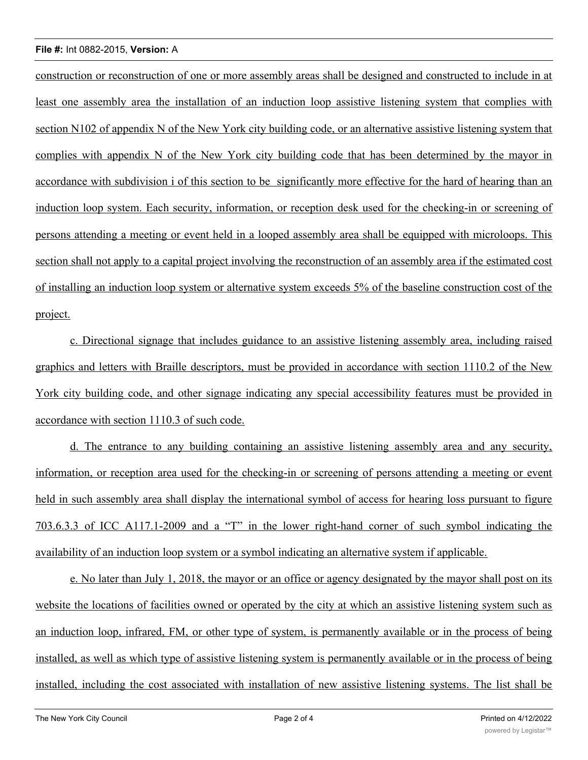construction or reconstruction of one or more assembly areas shall be designed and constructed to include in at least one assembly area the installation of an induction loop assistive listening system that complies with section N102 of appendix N of the New York city building code, or an alternative assistive listening system that complies with appendix N of the New York city building code that has been determined by the mayor in accordance with subdivision i of this section to be significantly more effective for the hard of hearing than an induction loop system. Each security, information, or reception desk used for the checking-in or screening of persons attending a meeting or event held in a looped assembly area shall be equipped with microloops. This section shall not apply to a capital project involving the reconstruction of an assembly area if the estimated cost of installing an induction loop system or alternative system exceeds 5% of the baseline construction cost of the project.

c. Directional signage that includes guidance to an assistive listening assembly area, including raised graphics and letters with Braille descriptors, must be provided in accordance with section 1110.2 of the New York city building code, and other signage indicating any special accessibility features must be provided in accordance with section 1110.3 of such code.

d. The entrance to any building containing an assistive listening assembly area and any security, information, or reception area used for the checking-in or screening of persons attending a meeting or event held in such assembly area shall display the international symbol of access for hearing loss pursuant to figure 703.6.3.3 of ICC A117.1-2009 and a "T" in the lower right-hand corner of such symbol indicating the availability of an induction loop system or a symbol indicating an alternative system if applicable.

e. No later than July 1, 2018, the mayor or an office or agency designated by the mayor shall post on its website the locations of facilities owned or operated by the city at which an assistive listening system such as an induction loop, infrared, FM, or other type of system, is permanently available or in the process of being installed, as well as which type of assistive listening system is permanently available or in the process of being installed, including the cost associated with installation of new assistive listening systems. The list shall be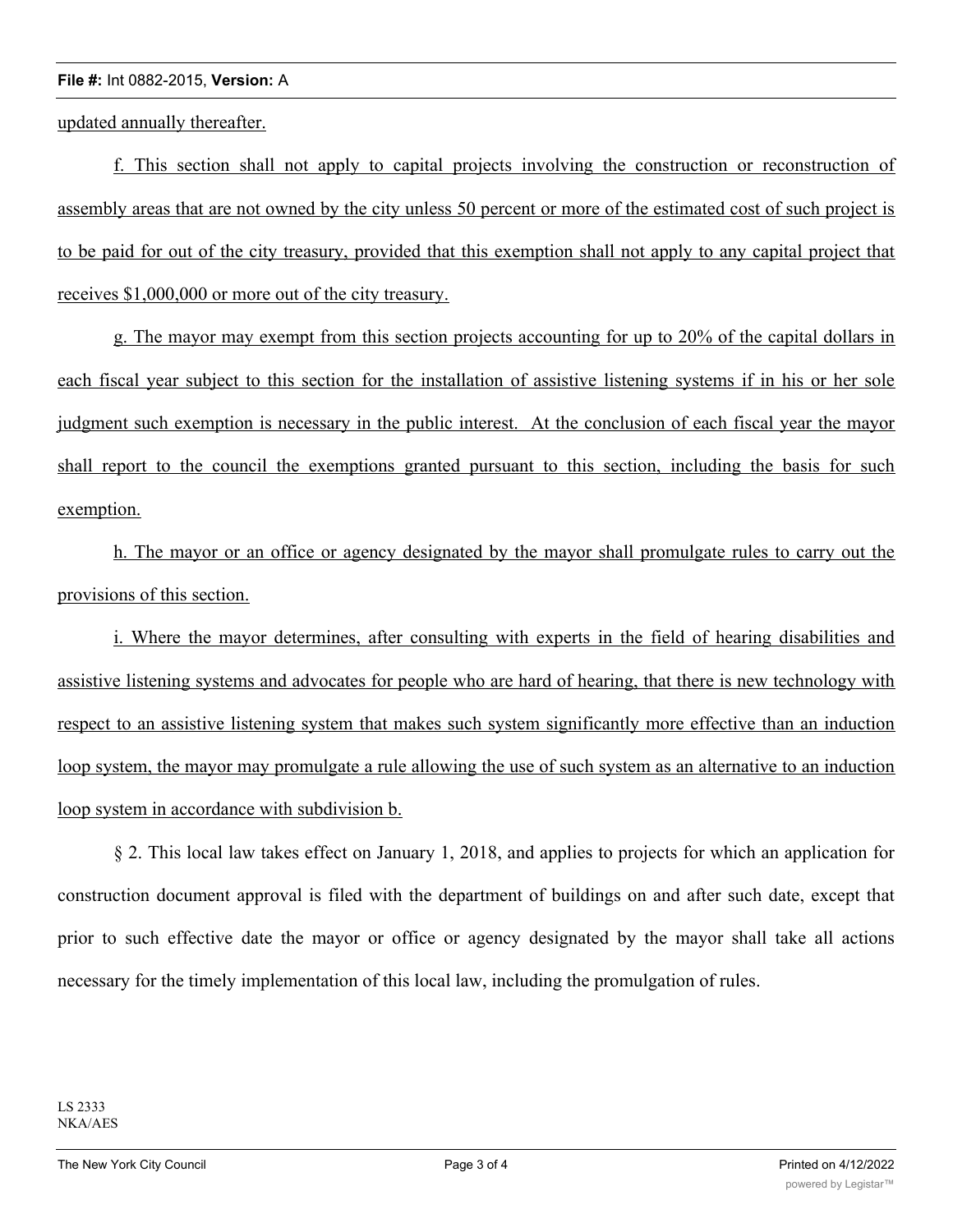updated annually thereafter.

f. This section shall not apply to capital projects involving the construction or reconstruction of assembly areas that are not owned by the city unless 50 percent or more of the estimated cost of such project is to be paid for out of the city treasury, provided that this exemption shall not apply to any capital project that receives $1,000,000 or more out of the city treasury.

g. The mayor may exempt from this section projects accounting for up to 20% of the capital dollars in each fiscal year subject to this section for the installation of assistive listening systems if in his or her sole judgment such exemption is necessary in the public interest. At the conclusion of each fiscal year the mayor shall report to the council the exemptions granted pursuant to this section, including the basis for such exemption.

h. The mayor or an office or agency designated by the mayor shall promulgate rules to carry out the provisions of this section.

i. Where the mayor determines, after consulting with experts in the field of hearing disabilities and assistive listening systems and advocates for people who are hard of hearing, that there is new technology with respect to an assistive listening system that makes such system significantly more effective than an induction loop system, the mayor may promulgate a rule allowing the use of such system as an alternative to an induction loop system in accordance with subdivision b.

§ 2. This local law takes effect on January 1, 2018, and applies to projects for which an application for construction document approval is filed with the department of buildings on and after such date, except that prior to such effective date the mayor or office or agency designated by the mayor shall take all actions necessary for the timely implementation of this local law, including the promulgation of rules.

LS 2333
NKA/AES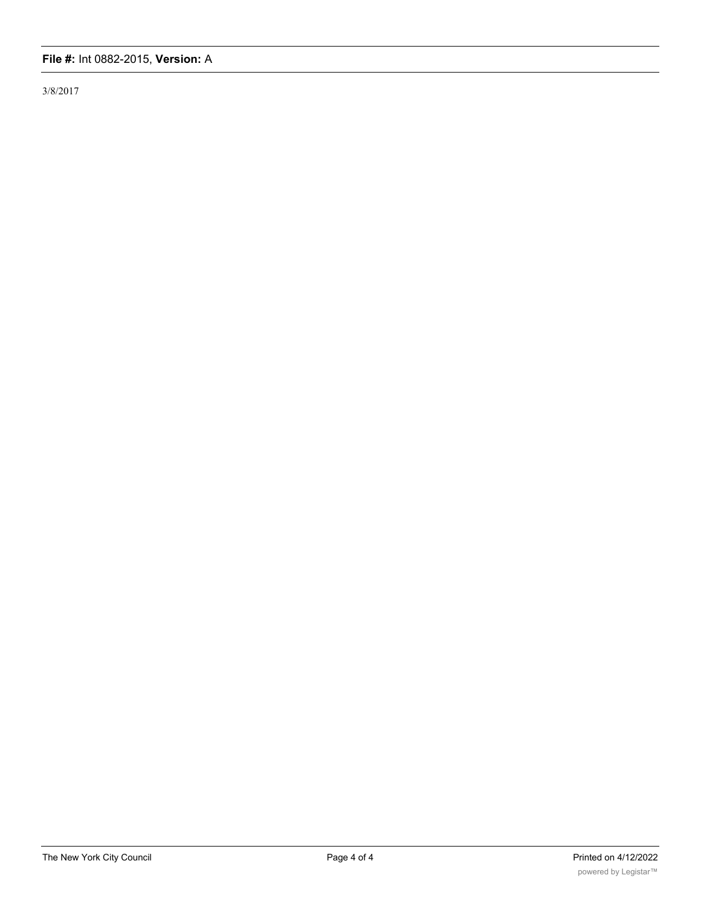3/8/2017